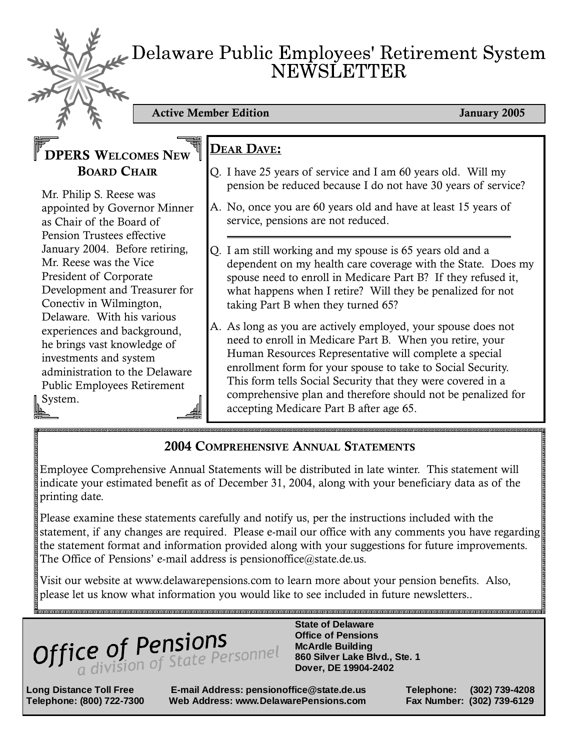# Delaware Public Employees' Retirement System NEWSLETTER

**Active Member Edition** **January 2005**

## DPERS Welcomes New Board Chair

Mr. Philip S. Reese was appointed by Governor Minner as Chair of the Board of Pension Trustees effective January 2004. Before retiring, Mr. Reese was the Vice President of Corporate Development and Treasurer for Conectiv in Wilmington, Delaware. With his various experiences and background, he brings vast knowledge of investments and system administration to the Delaware Public Employees Retirement System.

## Dear Dave:

Q. I have 25 years of service and I am 60 years old. Will my pension be reduced because I do not have 30 years of service?

A. No, once you are 60 years old and have at least 15 years of service, pensions are not reduced.

---

Q. I am still working and my spouse is 65 years old and a dependent on my health care coverage with the State. Does my spouse need to enroll in Medicare Part B? If they refused it, what happens when I retire? Will they be penalized for not taking Part B when they turned 65?

A. As long as you are actively employed, your spouse does not need to enroll in Medicare Part B. When you retire, your Human Resources Representative will complete a special enrollment form for your spouse to take to Social Security. This form tells Social Security that they were covered in a comprehensive plan and therefore should not be penalized for accepting Medicare Part B after age 65.

## 2004 Comprehensive Annual Statements

Employee Comprehensive Annual Statements will be distributed in late winter. This statement will indicate your estimated benefit as of December 31, 2004, along with your beneficiary data as of the printing date.

Please examine these statements carefully and notify us, per the instructions included with the statement, if any changes are required. Please e-mail our office with any comments you have regarding the statement format and information provided along with your suggestions for future improvements. The Office of Pensions' e-mail address is pensionoffice@state.de.us.

Visit our website at www.delawarepensions.com to learn more about your pension benefits. Also, please let us know what information you would like to see included in future newsletters..

**Office of Pensions**
*a division of State Personnel*

**State of Delaware**
**Office of Pensions**
**McArdle Building**
**860 Silver Lake Blvd., Ste. 1**
**Dover, DE 19904-2402**

**Long Distance Toll Free Telephone: (800) 722-7300**
**E-mail Address: pensionoffice@state.de.us**
**Web Address: www.DelawarePensions.com**
**Telephone: (302) 739-4208**
**Fax Number: (302) 739-6129**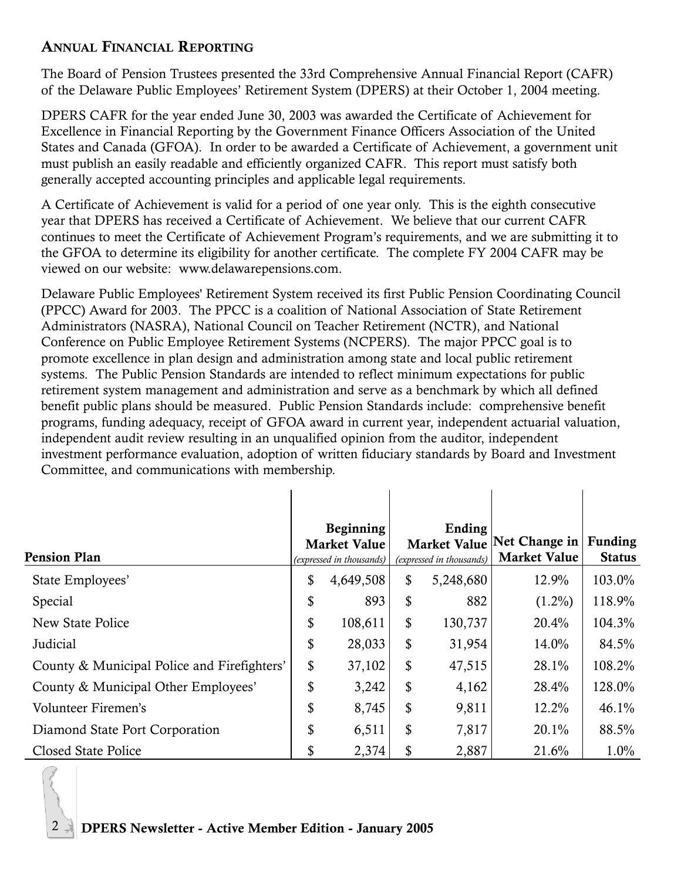## Annual Financial Reporting

The Board of Pension Trustees presented the 33rd Comprehensive Annual Financial Report (CAFR) of the Delaware Public Employees' Retirement System (DPERS) at their October 1, 2004 meeting.

DPERS CAFR for the year ended June 30, 2003 was awarded the Certificate of Achievement for Excellence in Financial Reporting by the Government Finance Officers Association of the United States and Canada (GFOA). In order to be awarded a Certificate of Achievement, a government unit must publish an easily readable and efficiently organized CAFR. This report must satisfy both generally accepted accounting principles and applicable legal requirements.

A Certificate of Achievement is valid for a period of one year only. This is the eighth consecutive year that DPERS has received a Certificate of Achievement. We believe that our current CAFR continues to meet the Certificate of Achievement Program's requirements, and we are submitting it to the GFOA to determine its eligibility for another certificate. The complete FY 2004 CAFR may be viewed on our website: www.delawarepensions.com.

Delaware Public Employees' Retirement System received its first Public Pension Coordinating Council (PPCC) Award for 2003. The PPCC is a coalition of National Association of State Retirement Administrators (NASRA), National Council on Teacher Retirement (NCTR), and National Conference on Public Employee Retirement Systems (NCPERS). The major PPCC goal is to promote excellence in plan design and administration among state and local public retirement systems. The Public Pension Standards are intended to reflect minimum expectations for public retirement system management and administration and serve as a benchmark by which all defined benefit public plans should be measured. Public Pension Standards include: comprehensive benefit programs, funding adequacy, receipt of GFOA award in current year, independent actuarial valuation, independent audit review resulting in an unqualified opinion from the auditor, independent investment performance evaluation, adoption of written fiduciary standards by Board and Investment Committee, and communications with membership.

| Pension Plan | Beginning Market Value *(expressed in thousands)* | Ending Market Value *(expressed in thousands)* | Net Change in Market Value | Funding Status |
|---|---|---|---|---|
| State Employees' | $ 4,649,508 | $ 5,248,680 | 12.9% | 103.0% |
| Special | $ 893 | $ 882 | (1.2%) | 118.9% |
| New State Police | $ 108,611 | $ 130,737 | 20.4% | 104.3% |
| Judicial | $ 28,033 | $ 31,954 | 14.0% | 84.5% |
| County & Municipal Police and Firefighters' | $ 37,102 | $ 47,515 | 28.1% | 108.2% |
| County & Municipal Other Employees' | $ 3,242 | $ 4,162 | 28.4% | 128.0% |
| Volunteer Firemen's | $ 8,745 | $ 9,811 | 12.2% | 46.1% |
| Diamond State Port Corporation | $ 6,511 | $ 7,817 | 20.1% | 88.5% |
| Closed State Police | $ 2,374 | $ 2,887 | 21.6% | 1.0% |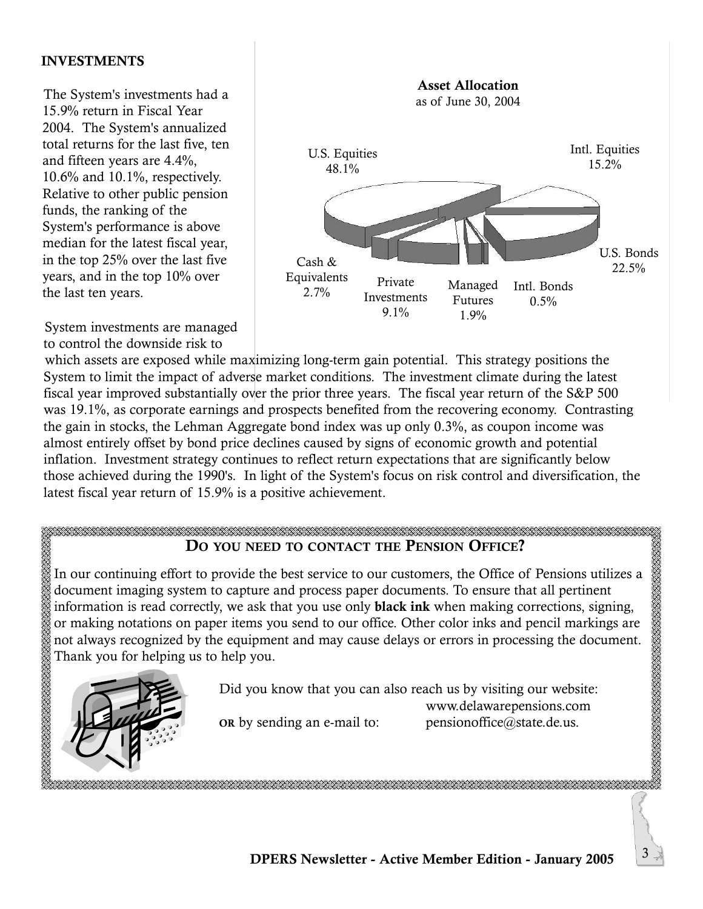## INVESTMENTS

The System's investments had a 15.9% return in Fiscal Year 2004. The System's annualized total returns for the last five, ten and fifteen years are 4.4%, 10.6% and 10.1%, respectively. Relative to other public pension funds, the ranking of the System's performance is above median for the latest fiscal year, in the top 25% over the last five years, and in the top 10% over the last ten years.

**Asset Allocation**
as of June 30, 2004

| Asset Class | Allocation |
| --- | --- |
| U.S. Equities | 48.1% |
| Intl. Equities | 15.2% |
| U.S. Bonds | 22.5% |
| Intl. Bonds | 0.5% |
| Managed Futures | 1.9% |
| Private Investments | 9.1% |
| Cash & Equivalents | 2.7% |

System investments are managed to control the downside risk to which assets are exposed while maximizing long-term gain potential. This strategy positions the System to limit the impact of adverse market conditions. The investment climate during the latest fiscal year improved substantially over the prior three years. The fiscal year return of the S&P 500 was 19.1%, as corporate earnings and prospects benefited from the recovering economy. Contrasting the gain in stocks, the Lehman Aggregate bond index was up only 0.3%, as coupon income was almost entirely offset by bond price declines caused by signs of economic growth and potential inflation. Investment strategy continues to reflect return expectations that are significantly below those achieved during the 1990's. In light of the System's focus on risk control and diversification, the latest fiscal year return of 15.9% is a positive achievement.

## DO YOU NEED TO CONTACT THE PENSION OFFICE?

In our continuing effort to provide the best service to our customers, the Office of Pensions utilizes a document imaging system to capture and process paper documents. To ensure that all pertinent information is read correctly, we ask that you use only **black ink** when making corrections, signing, or making notations on paper items you send to our office. Other color inks and pencil markings are not always recognized by the equipment and may cause delays or errors in processing the document. Thank you for helping us to help you.

Did you know that you can also reach us by visiting our website: www.delawarepensions.com

**OR** by sending an e-mail to: pensionoffice@state.de.us.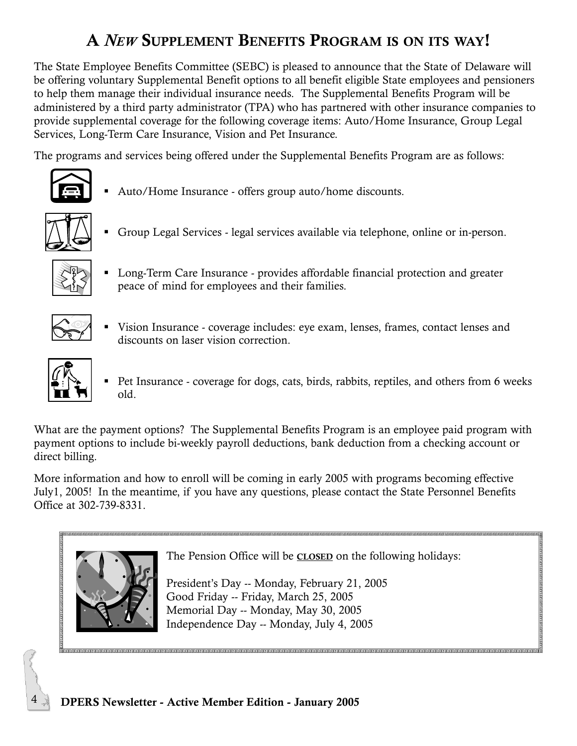# A *New* Supplement Benefits Program is on its way!

The State Employee Benefits Committee (SEBC) is pleased to announce that the State of Delaware will be offering voluntary Supplemental Benefit options to all benefit eligible State employees and pensioners to help them manage their individual insurance needs. The Supplemental Benefits Program will be administered by a third party administrator (TPA) who has partnered with other insurance companies to provide supplemental coverage for the following coverage items: Auto/Home Insurance, Group Legal Services, Long-Term Care Insurance, Vision and Pet Insurance.

The programs and services being offered under the Supplemental Benefits Program are as follows:

- Auto/Home Insurance - offers group auto/home discounts.
- Group Legal Services - legal services available via telephone, online or in-person.
- Long-Term Care Insurance - provides affordable financial protection and greater peace of mind for employees and their families.
- Vision Insurance - coverage includes: eye exam, lenses, frames, contact lenses and discounts on laser vision correction.
- Pet Insurance - coverage for dogs, cats, birds, rabbits, reptiles, and others from 6 weeks old.

What are the payment options? The Supplemental Benefits Program is an employee paid program with payment options to include bi-weekly payroll deductions, bank deduction from a checking account or direct billing.

More information and how to enroll will be coming in early 2005 with programs becoming effective July1, 2005! In the meantime, if you have any questions, please contact the State Personnel Benefits Office at 302-739-8331.

The Pension Office will be **CLOSED** on the following holidays:

President's Day -- Monday, February 21, 2005
Good Friday -- Friday, March 25, 2005
Memorial Day -- Monday, May 30, 2005
Independence Day -- Monday, July 4, 2005